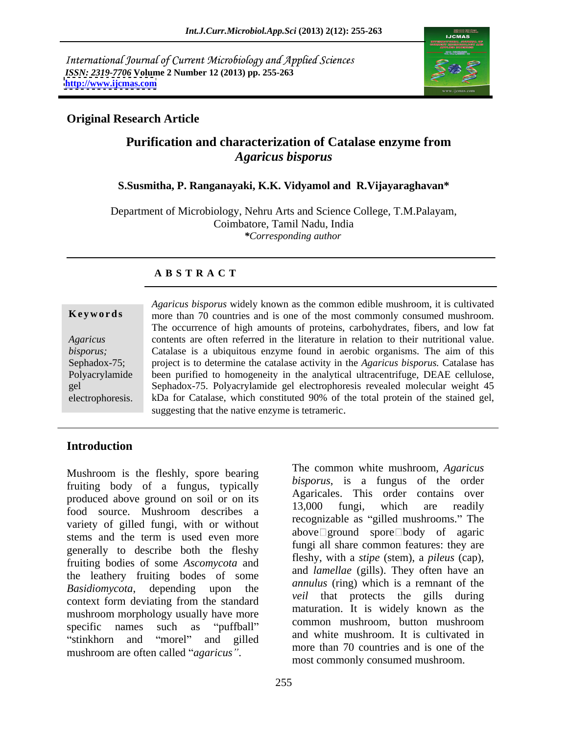International Journal of Current Microbiology and Applied Sciences
*ISSN: 2319-7706* **Volume 2 Number 12 (2013) pp. 255-263**
**http://www.ijcmas.com**

**Original Research Article**

# Purification and characterization of Catalase enzyme from *Agaricus bisporus*

**S.Susmitha, P. Ranganayaki, K.K. Vidyamol and R.Vijayaraghavan***

Department of Microbiology, Nehru Arts and Science College, T.M.Palayam, Coimbatore, Tamil Nadu, India
**Corresponding author*

## A B S T R A C T

**Keywords**

*Agaricus bisporus;* Sephadox-75; Polyacrylamide gel electrophoresis.

*Agaricus bisporus* widely known as the common edible mushroom, it is cultivated more than 70 countries and is one of the most commonly consumed mushroom. The occurrence of high amounts of proteins, carbohydrates, fibers, and low fat contents are often referred in the literature in relation to their nutritional value. Catalase is a ubiquitous enzyme found in aerobic organisms. The aim of this project is to determine the catalase activity in the *Agaricus bisporus.* Catalase has been purified to homogeneity in the analytical ultracentrifuge, DEAE cellulose, Sephadox-75. Polyacrylamide gel electrophoresis revealed molecular weight 45 kDa for Catalase, which constituted 90% of the total protein of the stained gel, suggesting that the native enzyme is tetrameric.

## Introduction

Mushroom is the fleshly, spore bearing fruiting body of a fungus, typically produced above ground on soil or on its food source. Mushroom describes a variety of gilled fungi, with or without stems and the term is used even more generally to describe both the fleshy fruiting bodies of some *Ascomycota* and the leathery fruiting bodes of some *Basidiomycota*, depending upon the context form deviating from the standard mushroom morphology usually have more specific names such as "puffball" "stinkhorn and "morel" and gilled mushroom are often called "*agaricus"*.

The common white mushroom, *Agaricus bisporus*, is a fungus of the order Agaricales. This order contains over 13,000 fungi, which are readily recognizable as "gilled mushrooms." The above□ground spore□body of agaric fungi all share common features: they are fleshy, with a *stipe* (stem), a *pileus* (cap), and *lamellae* (gills). They often have an *annulus* (ring) which is a remnant of the *veil* that protects the gills during maturation. It is widely known as the common mushroom, button mushroom and white mushroom. It is cultivated in more than 70 countries and is one of the most commonly consumed mushroom.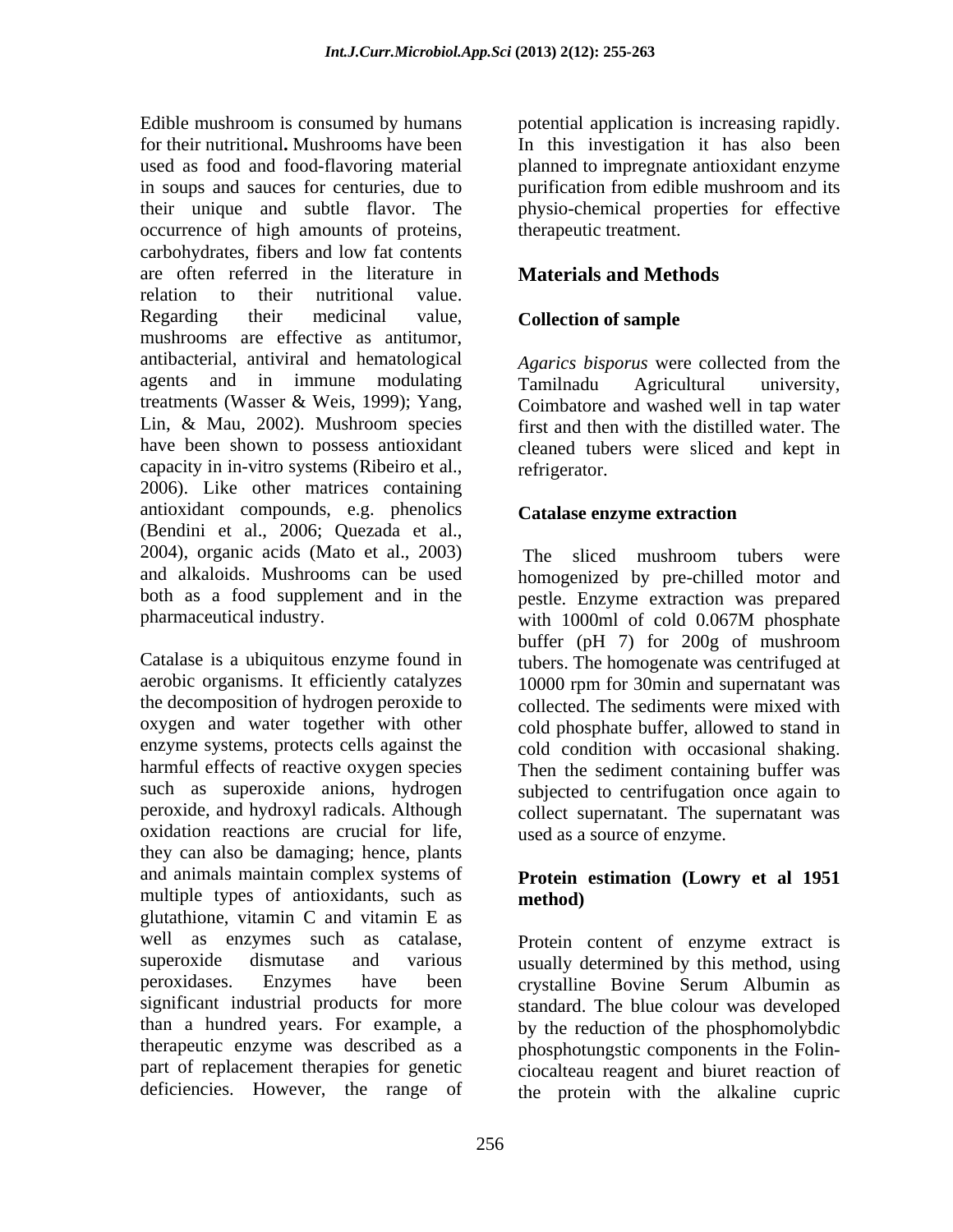Edible mushroom is consumed by humans for their nutritional**.** Mushrooms have been used as food and food-flavoring material in soups and sauces for centuries, due to their unique and subtle flavor. The occurrence of high amounts of proteins, carbohydrates, fibers and low fat contents are often referred in the literature in relation to their nutritional value. Regarding their medicinal value, mushrooms are effective as antitumor, antibacterial, antiviral and hematological agents and in immune modulating treatments (Wasser & Weis, 1999); Yang, Lin, & Mau, 2002). Mushroom species have been shown to possess antioxidant capacity in in-vitro systems (Ribeiro et al., 2006). Like other matrices containing antioxidant compounds, e.g. phenolics (Bendini et al., 2006; Quezada et al., 2004), organic acids (Mato et al., 2003) and alkaloids. Mushrooms can be used both as a food supplement and in the pharmaceutical industry.

Catalase is a ubiquitous enzyme found in aerobic organisms. It efficiently catalyzes the decomposition of hydrogen peroxide to oxygen and water together with other enzyme systems, protects cells against the harmful effects of reactive oxygen species such as superoxide anions, hydrogen peroxide, and hydroxyl radicals. Although oxidation reactions are crucial for life, they can also be damaging; hence, plants and animals maintain complex systems of multiple types of antioxidants, such as glutathione, vitamin C and vitamin E as well as enzymes such as catalase, superoxide dismutase and various peroxidases. Enzymes have been significant industrial products for more than a hundred years. For example, a therapeutic enzyme was described as a part of replacement therapies for genetic deficiencies. However, the range of potential application is increasing rapidly. In this investigation it has also been planned to impregnate antioxidant enzyme purification from edible mushroom and its physio-chemical properties for effective therapeutic treatment.

## Materials and Methods

### Collection of sample

*Agarics bisporus* were collected from the Tamilnadu Agricultural university, Coimbatore and washed well in tap water first and then with the distilled water. The cleaned tubers were sliced and kept in refrigerator.

### Catalase enzyme extraction

The sliced mushroom tubers were homogenized by pre-chilled motor and pestle. Enzyme extraction was prepared with 1000ml of cold 0.067M phosphate buffer (pH 7) for 200g of mushroom tubers. The homogenate was centrifuged at 10000 rpm for 30min and supernatant was collected. The sediments were mixed with cold phosphate buffer, allowed to stand in cold condition with occasional shaking. Then the sediment containing buffer was subjected to centrifugation once again to collect supernatant. The supernatant was used as a source of enzyme.

### Protein estimation (Lowry et al 1951 method)

Protein content of enzyme extract is usually determined by this method, using crystalline Bovine Serum Albumin as standard. The blue colour was developed by the reduction of the phosphomolybdic phosphotungstic components in the Folin-ciocalteau reagent and biuret reaction of the protein with the alkaline cupric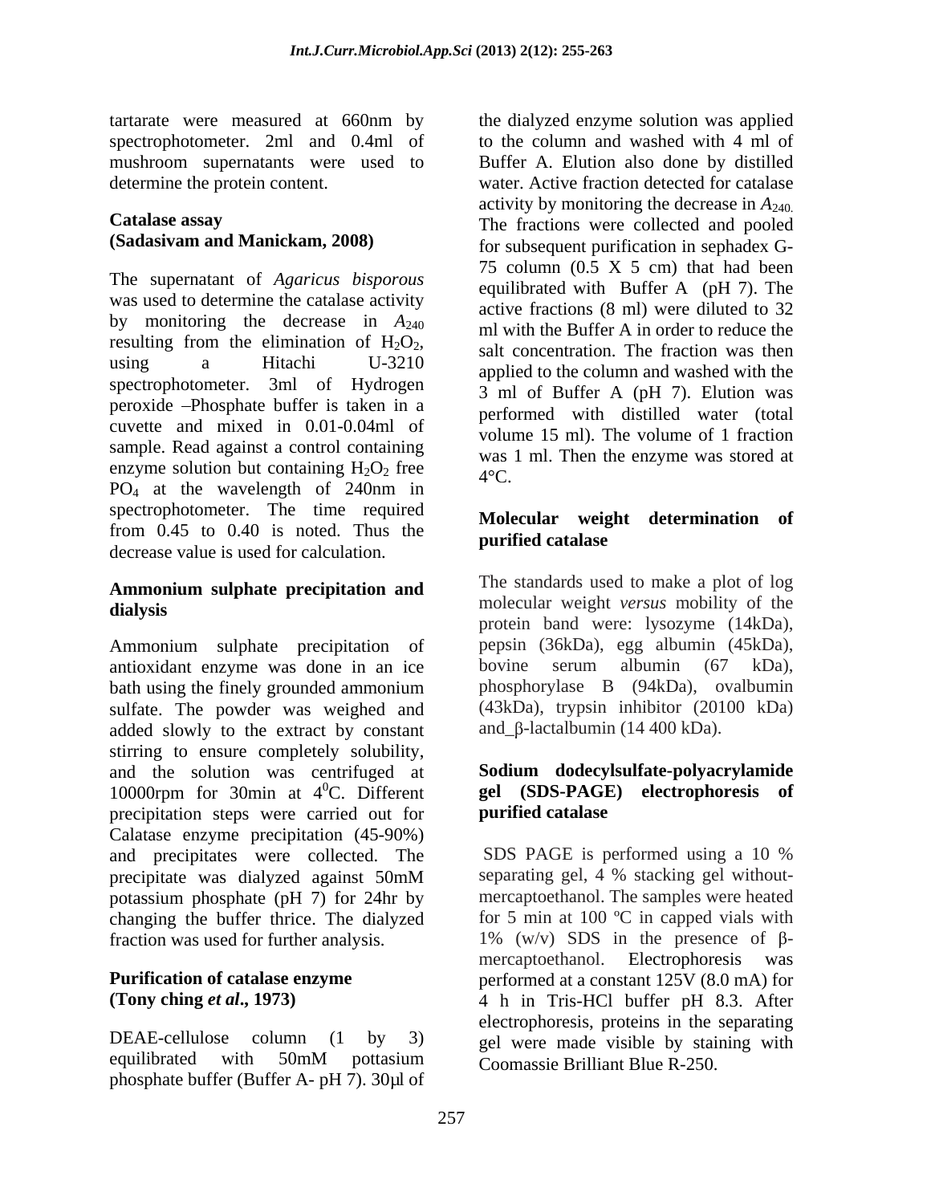tartarate were measured at 660nm by spectrophotometer. 2ml and 0.4ml of mushroom supernatants were used to determine the protein content.

**Catalase assay**
**(Sadasivam and Manickam, 2008)**

The supernatant of *Agaricus bisporous* was used to determine the catalase activity by monitoring the decrease in $A_{240}$ resulting from the elimination of $H_2O_2$, using a Hitachi U-3210 spectrophotometer. 3ml of Hydrogen peroxide –Phosphate buffer is taken in a cuvette and mixed in 0.01-0.04ml of sample. Read against a control containing enzyme solution but containing $H_2O_2$ free $PO_4$ at the wavelength of 240nm in spectrophotometer. The time required from 0.45 to 0.40 is noted. Thus the decrease value is used for calculation.

**Ammonium sulphate precipitation and dialysis**

Ammonium sulphate precipitation of antioxidant enzyme was done in an ice bath using the finely grounded ammonium sulfate. The powder was weighed and added slowly to the extract by constant stirring to ensure completely solubility, and the solution was centrifuged at 10000rpm for 30min at $4^0$C. Different precipitation steps were carried out for Calatase enzyme precipitation (45-90%) and precipitates were collected. The precipitate was dialyzed against 50mM potassium phosphate (pH 7) for 24hr by changing the buffer thrice. The dialyzed fraction was used for further analysis.

**Purification of catalase enzyme**
**(Tony ching *et al*., 1973)**

DEAE-cellulose column (1 by 3) equilibrated with 50mM pottasium phosphate buffer (Buffer A- pH 7). 30μl of the dialyzed enzyme solution was applied to the column and washed with 4 ml of Buffer A. Elution also done by distilled water. Active fraction detected for catalase activity by monitoring the decrease in $A_{240.}$ The fractions were collected and pooled for subsequent purification in sephadex G-75 column (0.5 X 5 cm) that had been equilibrated with Buffer A (pH 7). The active fractions (8 ml) were diluted to 32 ml with the Buffer A in order to reduce the salt concentration. The fraction was then applied to the column and washed with the 3 ml of Buffer A (pH 7). Elution was performed with distilled water (total volume 15 ml). The volume of 1 fraction was 1 ml. Then the enzyme was stored at 4°C.

**Molecular weight determination of purified catalase**

The standards used to make a plot of log molecular weight *versus* mobility of the protein band were: lysozyme (14kDa), pepsin (36kDa), egg albumin (45kDa), bovine serum albumin (67 kDa), phosphorylase B (94kDa), ovalbumin (43kDa), trypsin inhibitor (20100 kDa) and_β-lactalbumin (14 400 kDa).

**Sodium dodecylsulfate-polyacrylamide gel (SDS-PAGE) electrophoresis of purified catalase**

SDS PAGE is performed using a 10 % separating gel, 4 % stacking gel without-mercaptoethanol. The samples were heated for 5 min at 100 ºC in capped vials with 1% (w/v) SDS in the presence of β-mercaptoethanol. Electrophoresis was performed at a constant 125V (8.0 mA) for 4 h in Tris-HCl buffer pH 8.3. After electrophoresis, proteins in the separating gel were made visible by staining with Coomassie Brilliant Blue R-250.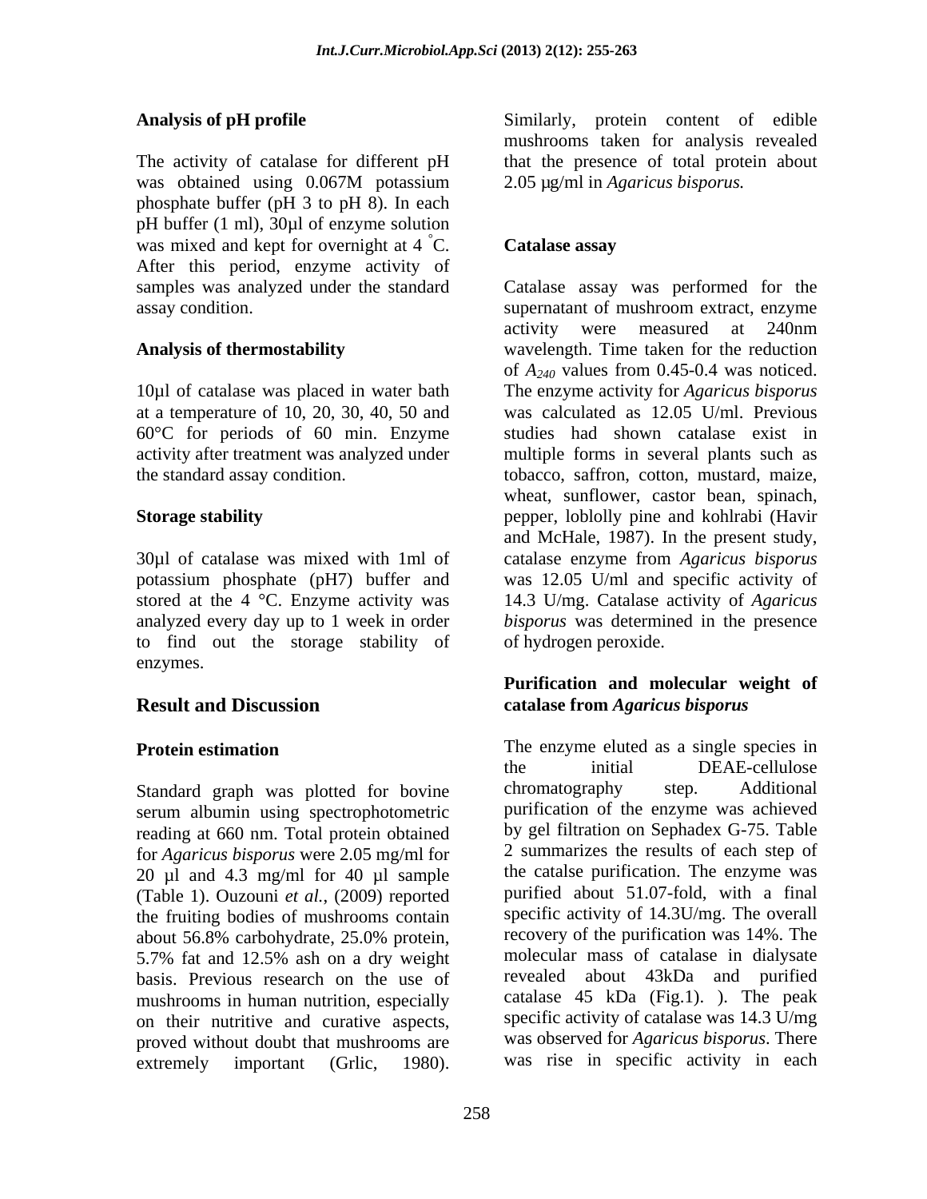### Analysis of pH profile

The activity of catalase for different pH was obtained using 0.067M potassium phosphate buffer (pH 3 to pH 8). In each pH buffer (1 ml), 30µl of enzyme solution was mixed and kept for overnight at 4 °C. After this period, enzyme activity of samples was analyzed under the standard assay condition.

### Analysis of thermostability

10µl of catalase was placed in water bath at a temperature of 10, 20, 30, 40, 50 and 60°C for periods of 60 min. Enzyme activity after treatment was analyzed under the standard assay condition.

### Storage stability

30µl of catalase was mixed with 1ml of potassium phosphate (pH7) buffer and stored at the 4 °C. Enzyme activity was analyzed every day up to 1 week in order to find out the storage stability of enzymes.

## Result and Discussion

### Protein estimation

Standard graph was plotted for bovine serum albumin using spectrophotometric reading at 660 nm. Total protein obtained for *Agaricus bisporus* were 2.05 mg/ml for 20 µl and 4.3 mg/ml for 40 µl sample (Table 1). Ouzouni *et al.*, (2009) reported the fruiting bodies of mushrooms contain about 56.8% carbohydrate, 25.0% protein, 5.7% fat and 12.5% ash on a dry weight basis. Previous research on the use of mushrooms in human nutrition, especially on their nutritive and curative aspects, proved without doubt that mushrooms are extremely important (Grlic, 1980). Similarly, protein content of edible mushrooms taken for analysis revealed that the presence of total protein about 2.05 µg/ml in *Agaricus bisporus.*

### Catalase assay

Catalase assay was performed for the supernatant of mushroom extract, enzyme activity were measured at 240nm wavelength. Time taken for the reduction of $A_{240}$ values from 0.45-0.4 was noticed. The enzyme activity for *Agaricus bisporus* was calculated as 12.05 U/ml. Previous studies had shown catalase exist in multiple forms in several plants such as tobacco, saffron, cotton, mustard, maize, wheat, sunflower, castor bean, spinach, pepper, loblolly pine and kohlrabi (Havir and McHale, 1987). In the present study, catalase enzyme from *Agaricus bisporus* was 12.05 U/ml and specific activity of 14.3 U/mg. Catalase activity of *Agaricus bisporus* was determined in the presence of hydrogen peroxide.

### Purification and molecular weight of catalase from *Agaricus bisporus*

The enzyme eluted as a single species in the initial DEAE-cellulose chromatography step. Additional purification of the enzyme was achieved by gel filtration on Sephadex G-75. Table 2 summarizes the results of each step of the catalse purification. The enzyme was purified about 51.07-fold, with a final specific activity of 14.3U/mg. The overall recovery of the purification was 14%. The molecular mass of catalase in dialysate revealed about 43kDa and purified catalase 45 kDa (Fig.1). ). The peak specific activity of catalase was 14.3 U/mg was observed for *Agaricus bisporus*. There was rise in specific activity in each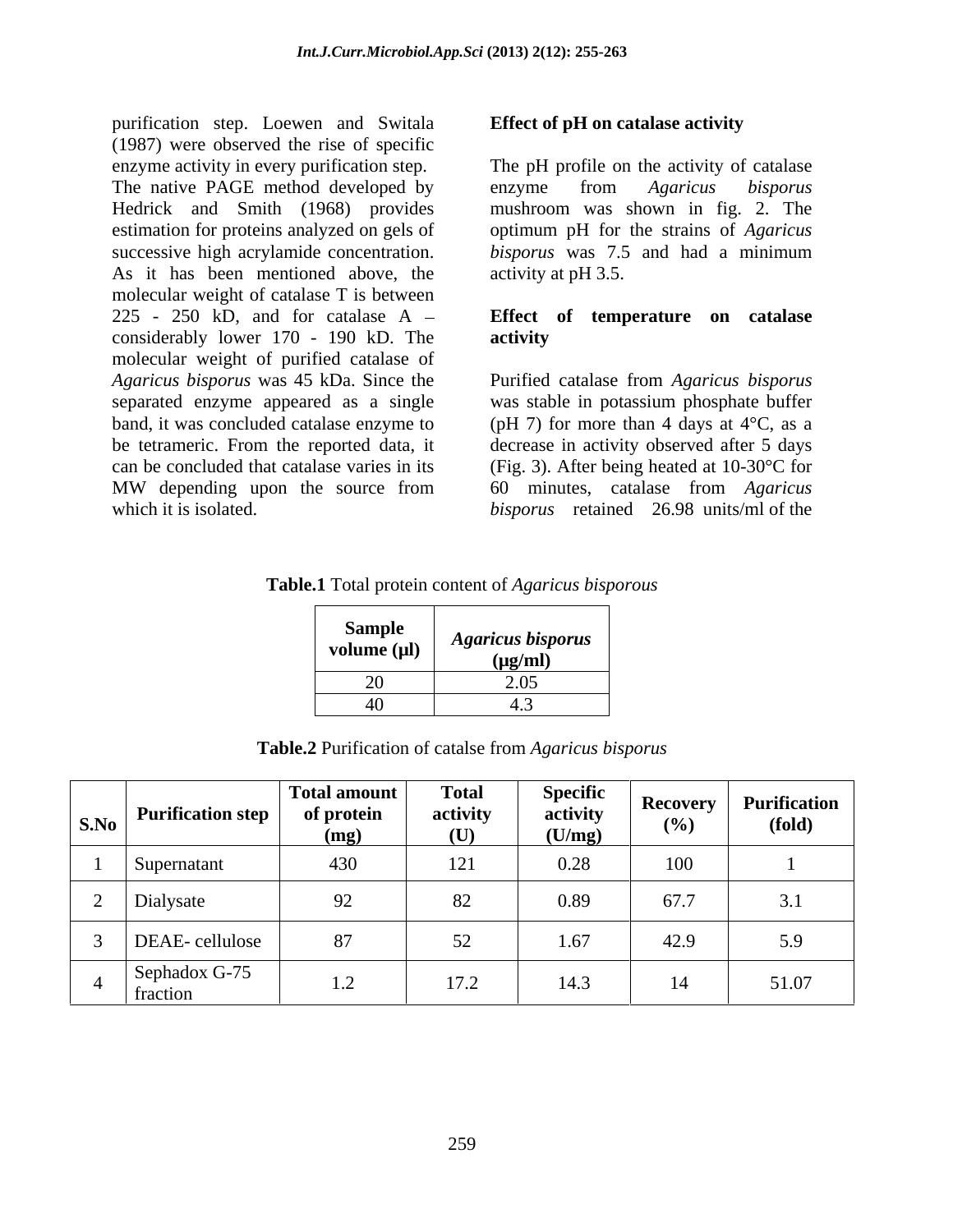purification step. Loewen and Switala (1987) were observed the rise of specific enzyme activity in every purification step. The native PAGE method developed by Hedrick and Smith (1968) provides estimation for proteins analyzed on gels of successive high acrylamide concentration. As it has been mentioned above, the molecular weight of catalase T is between 225 - 250 kD, and for catalase A – considerably lower 170 - 190 kD. The molecular weight of purified catalase of *Agaricus bisporus* was 45 kDa. Since the separated enzyme appeared as a single band, it was concluded catalase enzyme to be tetrameric. From the reported data, it can be concluded that catalase varies in its MW depending upon the source from which it is isolated.

**Effect of pH on catalase activity**

The pH profile on the activity of catalase enzyme from *Agaricus bisporus* mushroom was shown in fig. 2. The optimum pH for the strains of *Agaricus bisporus* was 7.5 and had a minimum activity at pH 3.5.

**Effect of temperature on catalase activity**

Purified catalase from *Agaricus bisporus* was stable in potassium phosphate buffer (pH 7) for more than 4 days at 4°C, as a decrease in activity observed after 5 days (Fig. 3). After being heated at 10-30°C for 60 minutes, catalase from *Agaricus bisporus* retained 26.98 units/ml of the

**Table.1** Total protein content of *Agaricus bisporous*

| Sample volume (µl) | *Agaricus bisporus* (µg/ml) |
|---|---|
| 20 | 2.05 |
| 40 | 4.3 |

**Table.2** Purification of catalse from *Agaricus bisporus*

| S.No | Purification step | Total amount of protein (mg) | Total activity (U) | Specific activity (U/mg) | Recovery (%) | Purification (fold) |
|---|---|---|---|---|---|---|
| 1 | Supernatant | 430 | 121 | 0.28 | 100 | 1 |
| 2 | Dialysate | 92 | 82 | 0.89 | 67.7 | 3.1 |
| 3 | DEAE- cellulose | 87 | 52 | 1.67 | 42.9 | 5.9 |
| 4 | Sephadox G-75 fraction | 1.2 | 17.2 | 14.3 | 14 | 51.07 |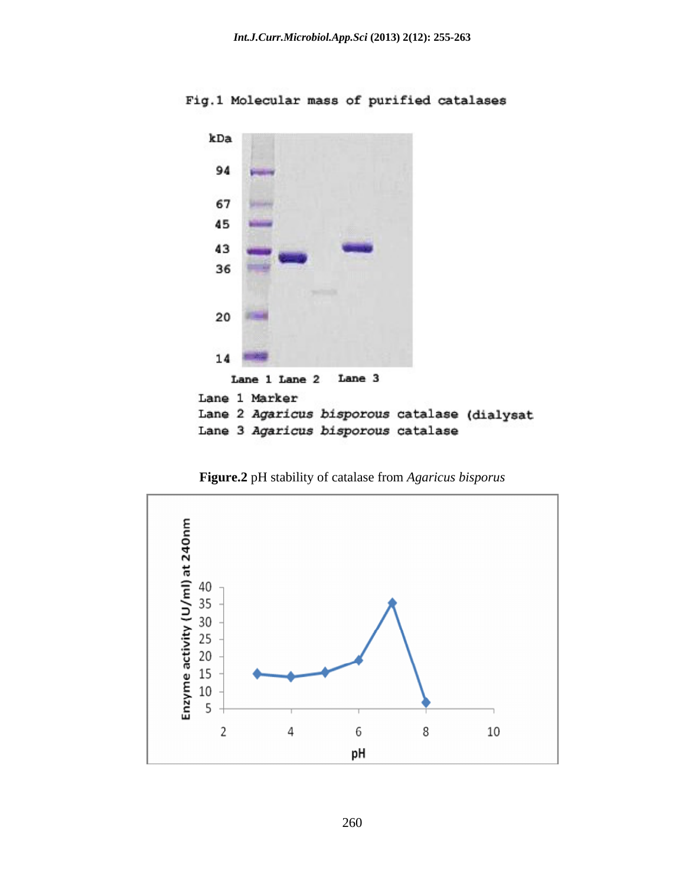Fig.1 Molecular mass of purified catalases

Lane 1 Marker
Lane 2 *Agaricus bisporous* catalase (dialysat
Lane 3 *Agaricus bisporous* catalase

**Figure.2** pH stability of catalase from *Agaricus bisporus*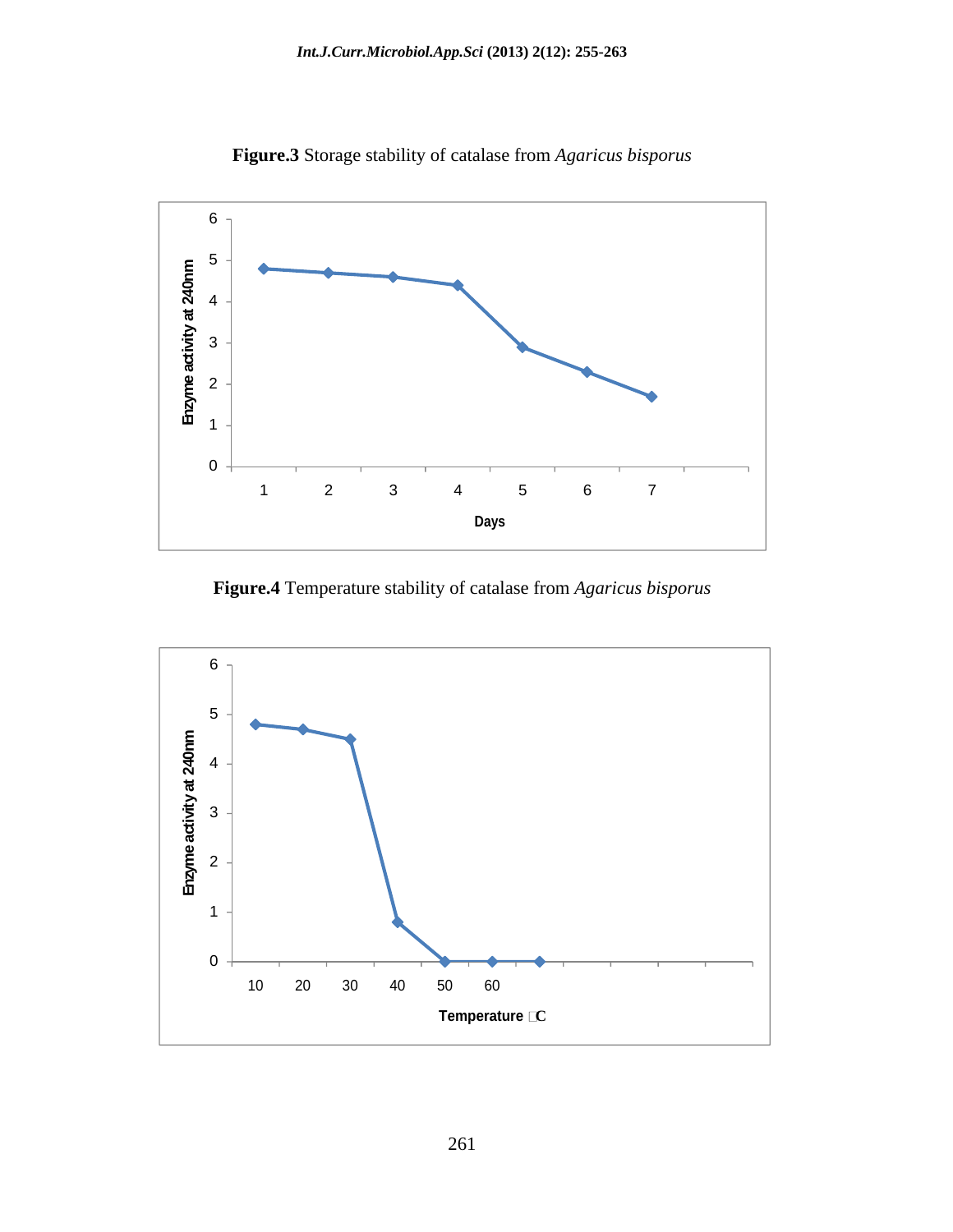**Figure.3** Storage stability of catalase from *Agaricus bisporus*

**Figure.4** Temperature stability of catalase from *Agaricus bisporus*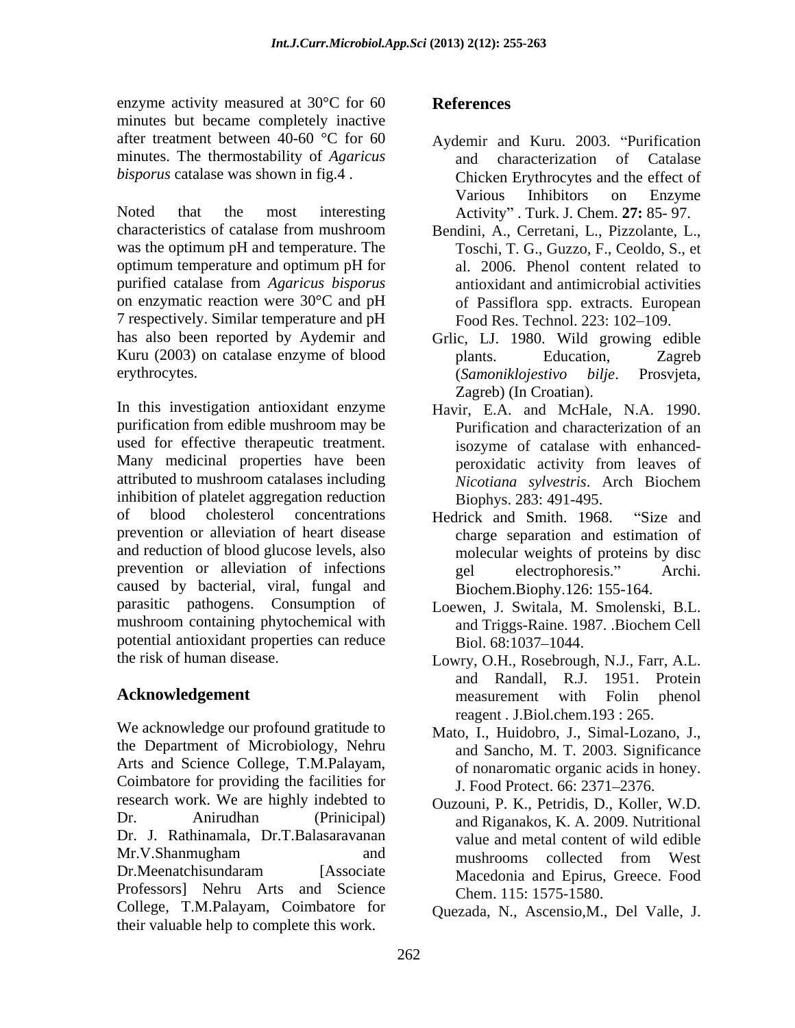enzyme activity measured at 30°C for 60 minutes but became completely inactive after treatment between 40-60 °C for 60 minutes. The thermostability of *Agaricus bisporus* catalase was shown in fig.4 .

Noted that the most interesting characteristics of catalase from mushroom was the optimum pH and temperature. The optimum temperature and optimum pH for purified catalase from *Agaricus bisporus* on enzymatic reaction were 30°C and pH 7 respectively. Similar temperature and pH has also been reported by Aydemir and Kuru (2003) on catalase enzyme of blood erythrocytes.

In this investigation antioxidant enzyme purification from edible mushroom may be used for effective therapeutic treatment. Many medicinal properties have been attributed to mushroom catalases including inhibition of platelet aggregation reduction of blood cholesterol concentrations prevention or alleviation of heart disease and reduction of blood glucose levels, also prevention or alleviation of infections caused by bacterial, viral, fungal and parasitic pathogens. Consumption of mushroom containing phytochemical with potential antioxidant properties can reduce the risk of human disease.

## Acknowledgement

We acknowledge our profound gratitude to the Department of Microbiology, Nehru Arts and Science College, T.M.Palayam, Coimbatore for providing the facilities for research work. We are highly indebted to Dr. Anirudhan (Prinicipal) Dr. J. Rathinamala, Dr.T.Balasaravanan Mr.V.Shanmugham and Dr.Meenatchisundaram [Associate Professors] Nehru Arts and Science College, T.M.Palayam, Coimbatore for their valuable help to complete this work.

## References

Aydemir and Kuru. 2003. "Purification and characterization of Catalase Chicken Erythrocytes and the effect of Various Inhibitors on Enzyme Activity" . Turk. J. Chem. **27:** 85- 97.

Bendini, A., Cerretani, L., Pizzolante, L., Toschi, T. G., Guzzo, F., Ceoldo, S., et al. 2006. Phenol content related to antioxidant and antimicrobial activities of Passiflora spp. extracts. European Food Res. Technol. 223: 102–109.

Grlic, LJ. 1980. Wild growing edible plants. Education, Zagreb (*Samoniklojestivo bilje*. Prosvjeta, Zagreb) (In Croatian).

Havir, E.A. and McHale, N.A. 1990. Purification and characterization of an isozyme of catalase with enhanced-peroxidatic activity from leaves of *Nicotiana sylvestris*. Arch Biochem Biophys. 283: 491-495.

Hedrick and Smith. 1968. "Size and charge separation and estimation of molecular weights of proteins by disc gel electrophoresis." Archi. Biochem.Biophy.126: 155-164.

Loewen, J. Switala, M. Smolenski, B.L. and Triggs-Raine. 1987. .Biochem Cell Biol. 68:1037–1044.

Lowry, O.H., Rosebrough, N.J., Farr, A.L. and Randall, R.J. 1951. Protein measurement with Folin phenol reagent . J.Biol.chem.193 : 265.

Mato, I., Huidobro, J., Simal-Lozano, J., and Sancho, M. T. 2003. Significance of nonaromatic organic acids in honey. J. Food Protect. 66: 2371–2376.

Ouzouni, P. K., Petridis, D., Koller, W.D. and Riganakos, K. A. 2009. Nutritional value and metal content of wild edible mushrooms collected from West Macedonia and Epirus, Greece. Food Chem. 115: 1575-1580.

Quezada, N., Ascensio,M., Del Valle, J.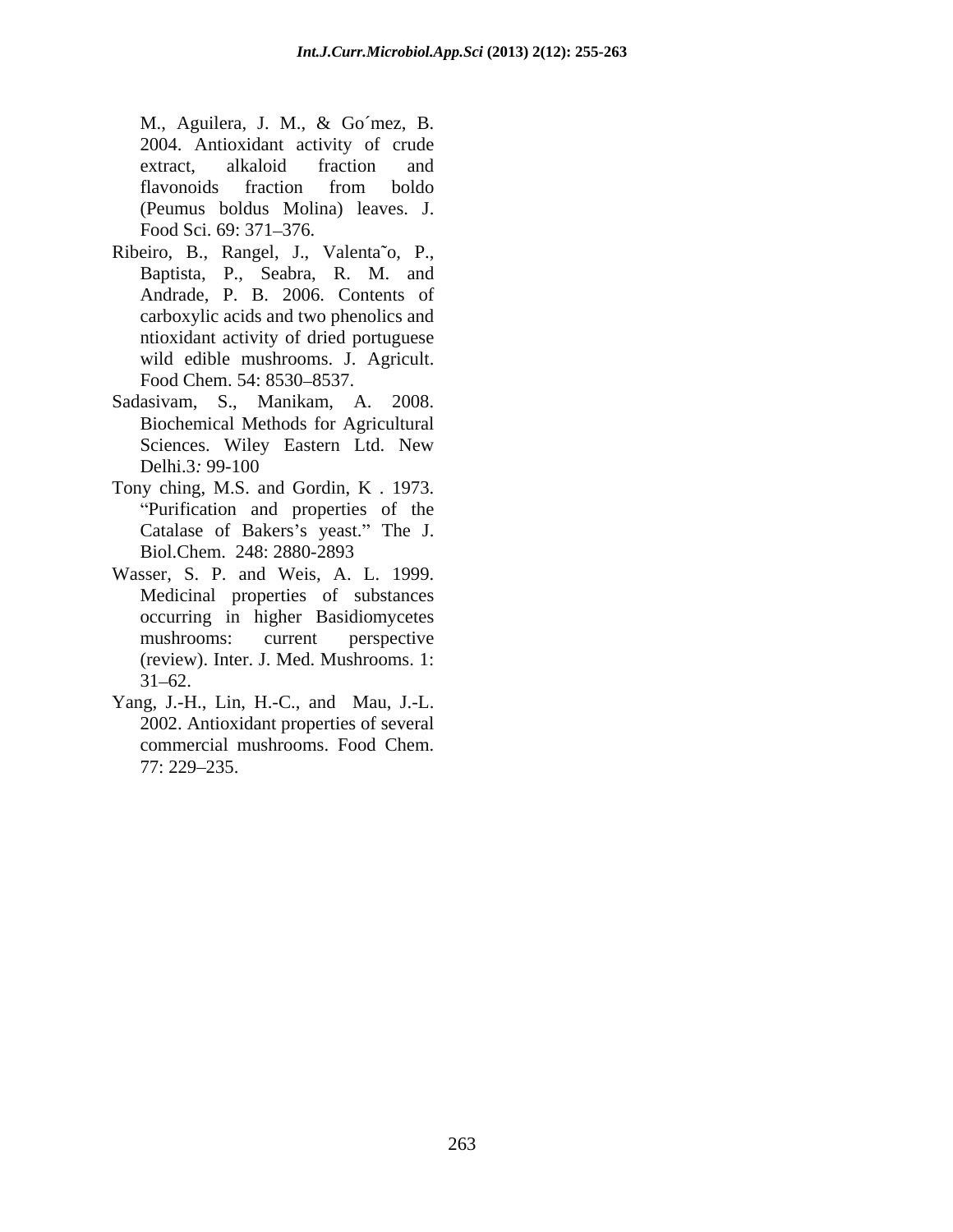M., Aguilera, J. M., & Go´mez, B. 2004. Antioxidant activity of crude extract, alkaloid fraction and flavonoids fraction from boldo (Peumus boldus Molina) leaves. J. Food Sci. 69: 371–376.

Ribeiro, B., Rangel, J., Valenta˜o, P., Baptista, P., Seabra, R. M. and Andrade, P. B. 2006. Contents of carboxylic acids and two phenolics and ntioxidant activity of dried portuguese wild edible mushrooms. J. Agricult. Food Chem. 54: 8530–8537.

Sadasivam, S., Manikam, A. 2008. Biochemical Methods for Agricultural Sciences. Wiley Eastern Ltd. New Delhi.3*:* 99-100

Tony ching, M.S. and Gordin, K . 1973. "Purification and properties of the Catalase of Bakers's yeast." The J. Biol.Chem. 248: 2880-2893

Wasser, S. P. and Weis, A. L. 1999. Medicinal properties of substances occurring in higher Basidiomycetes mushrooms: current perspective (review). Inter. J. Med. Mushrooms. 1: 31–62.

Yang, J.-H., Lin, H.-C., and Mau, J.-L. 2002. Antioxidant properties of several commercial mushrooms. Food Chem. 77: 229–235.